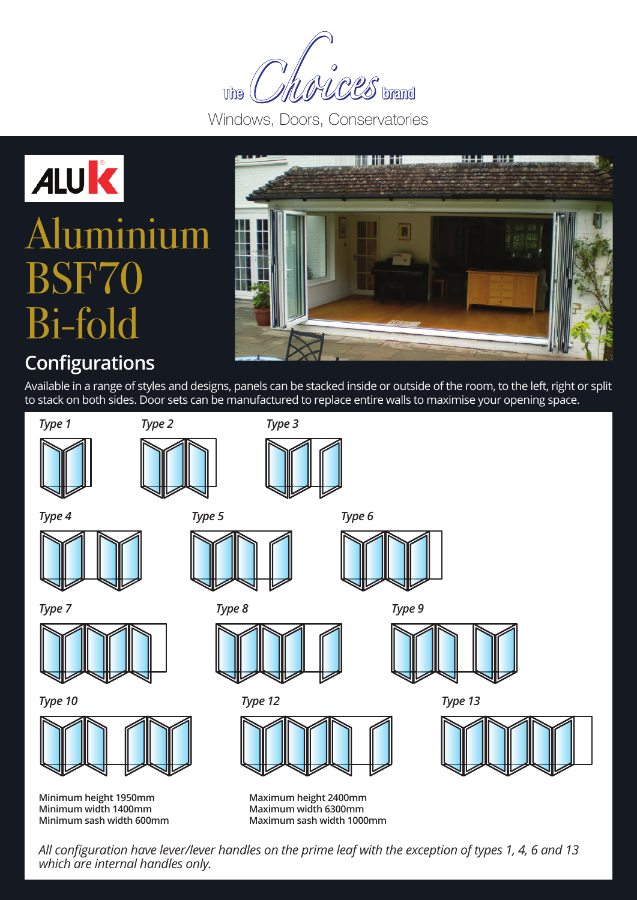The Choices brand

Windows, Doors, Conservatories

ALUK

# Aluminium BSF70 Bi-fold

## Configurations

Available in a range of styles and designs, panels can be stacked inside or outside of the room, to the left, right or split to stack on both sides. Door sets can be manufactured to replace entire walls to maximise your opening space.

*Type 1*

*Type 2*

*Type 3*

*Type 4*

*Type 5*

*Type 6*

*Type 7*

*Type 8*

*Type 9*

*Type 10*

*Type 12*

*Type 13*

**Minimum height 1950mm**
**Minimum width 1400mm**
**Minimum sash width 600mm**

**Maximum height 2400mm**
**Maximum width 6300mm**
**Maximum sash width 1000mm**

*All configuration have lever/lever handles on the prime leaf with the exception of types 1, 4, 6 and 13 which are internal handles only.*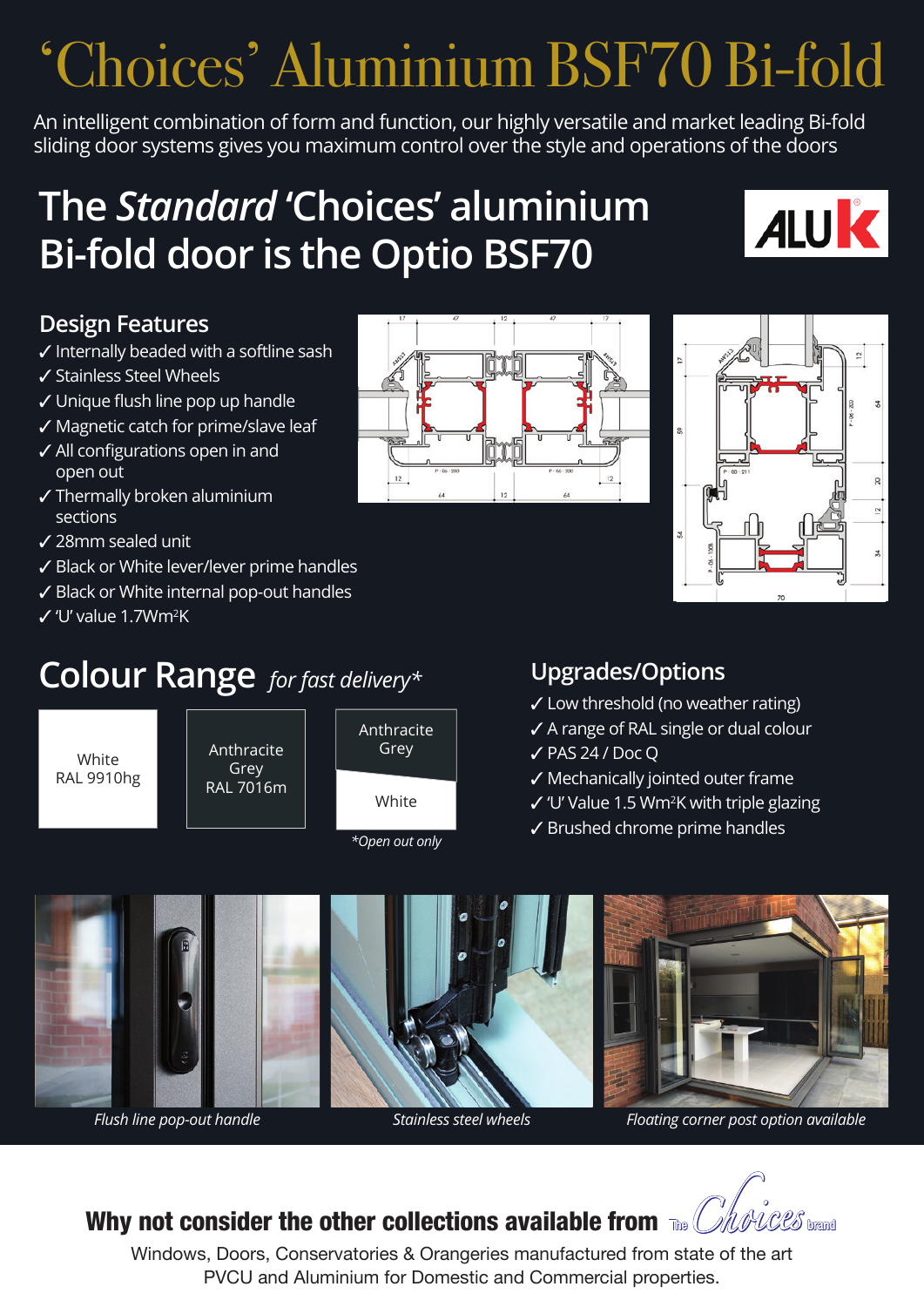# 'Choices' Aluminium BSF70 Bi-fold

An intelligent combination of form and function, our highly versatile and market leading Bi-fold sliding door systems gives you maximum control over the style and operations of the doors

## The *Standard* 'Choices' aluminium Bi-fold door is the Optio BSF70

ALUK

### Design Features

- ✓ Internally beaded with a softline sash
- ✓ Stainless Steel Wheels
- ✓ Unique flush line pop up handle
- ✓ Magnetic catch for prime/slave leaf
- ✓ All configurations open in and open out
- ✓ Thermally broken aluminium sections
- ✓ 28mm sealed unit
- ✓ Black or White lever/lever prime handles
- ✓ Black or White internal pop-out handles
- ✓ 'U' value 1.7Wm²K

## Colour Range *for fast delivery\**

| | | |
|---|---|---|
| White RAL 9910hg | Anthracite Grey RAL 7016m | Anthracite Grey / White |

*\*Open out only*

### Upgrades/Options

- ✓ Low threshold (no weather rating)
- ✓ A range of RAL single or dual colour
- ✓ PAS 24 / Doc Q
- ✓ Mechanically jointed outer frame
- ✓ 'U' Value 1.5 Wm²K with triple glazing
- ✓ Brushed chrome prime handles

*Flush line pop-out handle*

*Stainless steel wheels*

*Floating corner post option available*

**Why not consider the other collections available from The Choices brand**

Windows, Doors, Conservatories & Orangeries manufactured from state of the art PVCU and Aluminium for Domestic and Commercial properties.